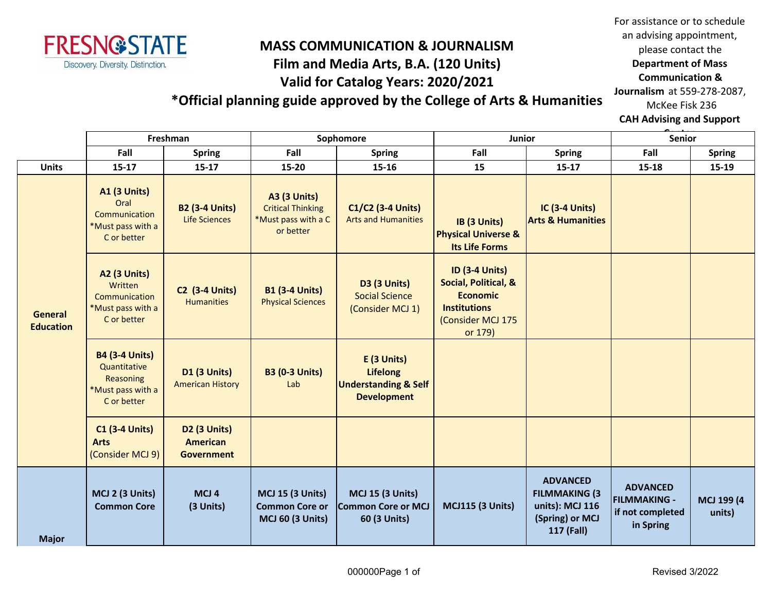FRESNO STATE
Discovery. Diversity. Distinction.

# MASS COMMUNICATION & JOURNALISM

## Film and Media Arts, B.A. (120 Units)

## Valid for Catalog Years: 2020/2021

## *Official planning guide approved by the College of Arts & Humanities

For assistance or to schedule an advising appointment, please contact the **Department of Mass Communication & Journalism** at 559-278-2087, McKee Fisk 236
**CAH Advising and Support Center**

| | Freshman | | Sophomore | | Junior | | Senior | |
|---|---|---|---|---|---|---|---|---|
| | Fall | Spring | Fall | Spring | Fall | Spring | Fall | Spring |
| **Units** | 15-17 | 15-17 | 15-20 | 15-16 | 15 | 15-17 | 15-18 | 15-19 |
| **General Education** | **A1 (3 Units)** Oral Communication *Must pass with a C or better | **B2 (3-4 Units)** Life Sciences | **A3 (3 Units)** Critical Thinking *Must pass with a C or better | **C1/C2 (3-4 Units)** Arts and Humanities | **IB (3 Units) Physical Universe & Its Life Forms** | **IC (3-4 Units) Arts & Humanities** | | |
| | **A2 (3 Units)** Written Communication *Must pass with a C or better | **C2 (3-4 Units)** Humanities | **B1 (3-4 Units)** Physical Sciences | **D3 (3 Units)** Social Science (Consider MCJ 1) | **ID (3-4 Units) Social, Political, & Economic Institutions** (Consider MCJ 175 or 179) | | | |
| | **B4 (3-4 Units)** Quantitative Reasoning *Must pass with a C or better | **D1 (3 Units)** American History | **B3 (0-3 Units)** Lab | **E (3 Units) Lifelong Understanding & Self Development** | | | | |
| | **C1 (3-4 Units) Arts** (Consider MCJ 9) | **D2 (3 Units) American Government** | | | | | | |
| **Major** | **MCJ 2 (3 Units) Common Core** | **MCJ 4 (3 Units)** | **MCJ 15 (3 Units) Common Core or MCJ 60 (3 Units)** | **MCJ 15 (3 Units) Common Core or MCJ 60 (3 Units)** | **MCJ115 (3 Units)** | **ADVANCED FILMMAKING (3 units): MCJ 116 (Spring) or MCJ 117 (Fall)** | **ADVANCED FILMMAKING - if not completed in Spring** | **MCJ 199 (4 units)** |

Revised 3/2022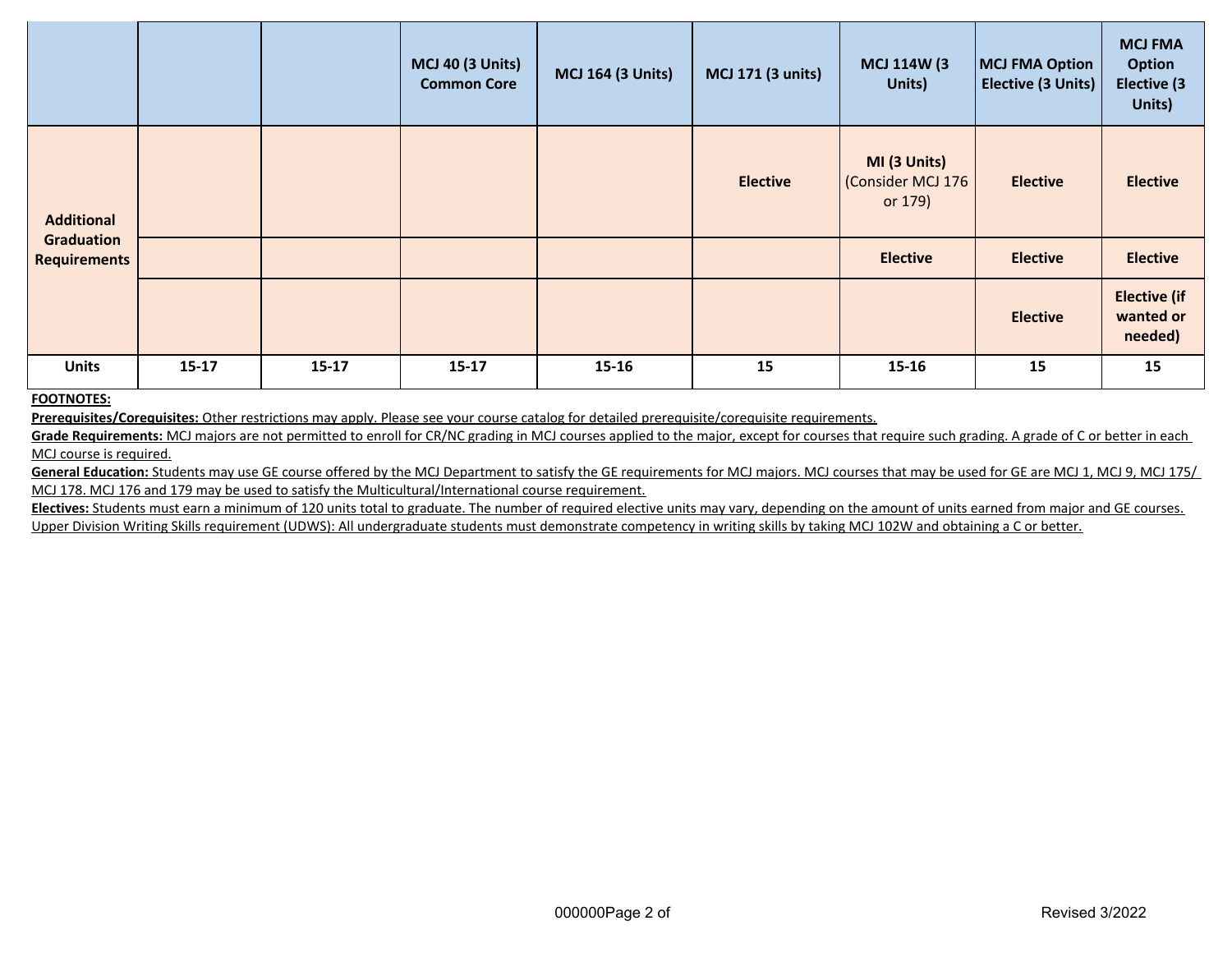| | | | MCJ 40 (3 Units) Common Core | MCJ 164 (3 Units) | MCJ 171 (3 units) | MCJ 114W (3 Units) | MCJ FMA Option Elective (3 Units) | MCJ FMA Option Elective (3 Units) |
|---|---|---|---|---|---|---|---|---|
| **Additional Graduation Requirements** | | | | | **Elective** | **MI (3 Units)** (Consider MCJ 176 or 179) | **Elective** | **Elective** |
| | | | | | | **Elective** | **Elective** | **Elective** |
| | | | | | | | **Elective** | **Elective (if wanted or needed)** |
| **Units** | **15-17** | **15-17** | **15-17** | **15-16** | **15** | **15-16** | **15** | **15** |

**FOOTNOTES:**

**Prerequisites/Corequisites:** Other restrictions may apply. Please see your course catalog for detailed prerequisite/corequisite requirements.

**Grade Requirements:** MCJ majors are not permitted to enroll for CR/NC grading in MCJ courses applied to the major, except for courses that require such grading. A grade of C or better in each MCJ course is required.

**General Education:** Students may use GE course offered by the MCJ Department to satisfy the GE requirements for MCJ majors. MCJ courses that may be used for GE are MCJ 1, MCJ 9, MCJ 175/ MCJ 178. MCJ 176 and 179 may be used to satisfy the Multicultural/International course requirement.

**Electives:** Students must earn a minimum of 120 units total to graduate. The number of required elective units may vary, depending on the amount of units earned from major and GE courses.

Upper Division Writing Skills requirement (UDWS): All undergraduate students must demonstrate competency in writing skills by taking MCJ 102W and obtaining a C or better.

Revised 3/2022